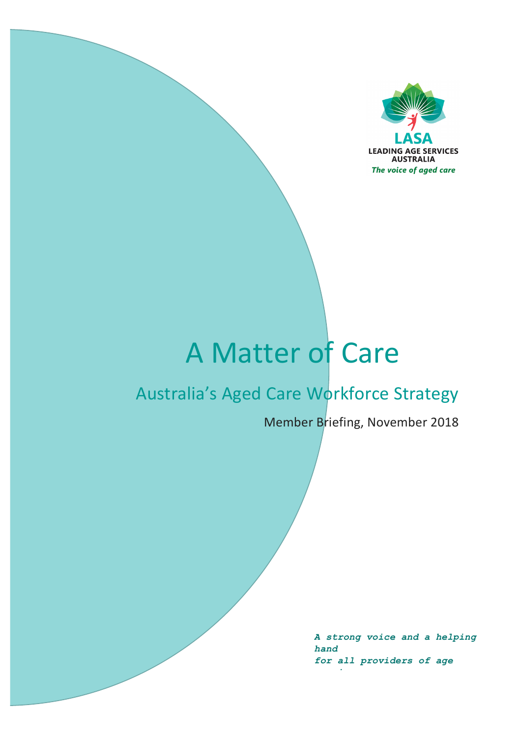LASA

LEADING AGE SERVICES AUSTRALIA

*The voice of aged care*

# A Matter of Care

## Australia's Aged Care Workforce Strategy

Member Briefing, November 2018

*A strong voice and a helping hand for all providers of age*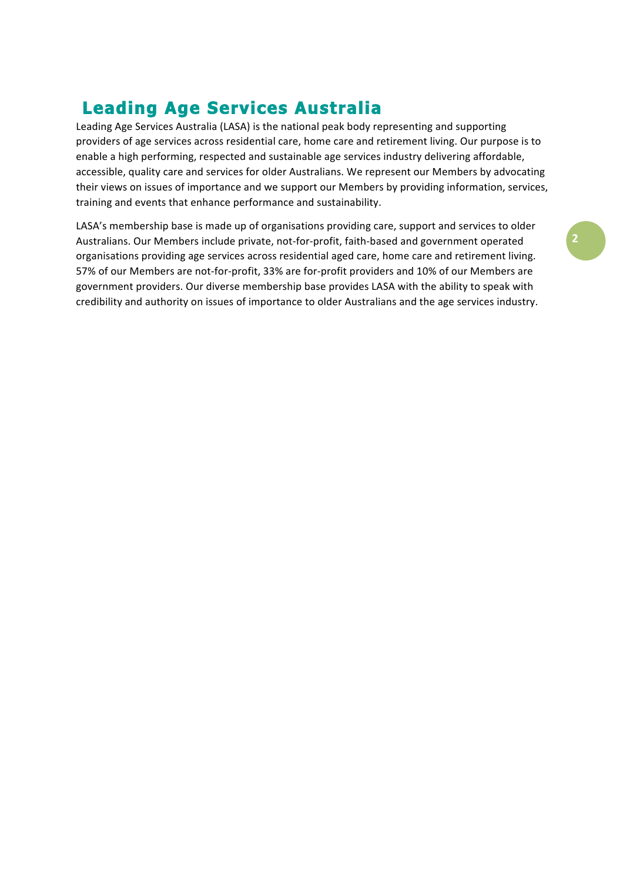# Leading Age Services Australia

Leading Age Services Australia (LASA) is the national peak body representing and supporting providers of age services across residential care, home care and retirement living. Our purpose is to enable a high performing, respected and sustainable age services industry delivering affordable, accessible, quality care and services for older Australians. We represent our Members by advocating their views on issues of importance and we support our Members by providing information, services, training and events that enhance performance and sustainability.

LASA's membership base is made up of organisations providing care, support and services to older Australians. Our Members include private, not-for-profit, faith-based and government operated organisations providing age services across residential aged care, home care and retirement living. 57% of our Members are not-for-profit, 33% are for-profit providers and 10% of our Members are government providers. Our diverse membership base provides LASA with the ability to speak with credibility and authority on issues of importance to older Australians and the age services industry.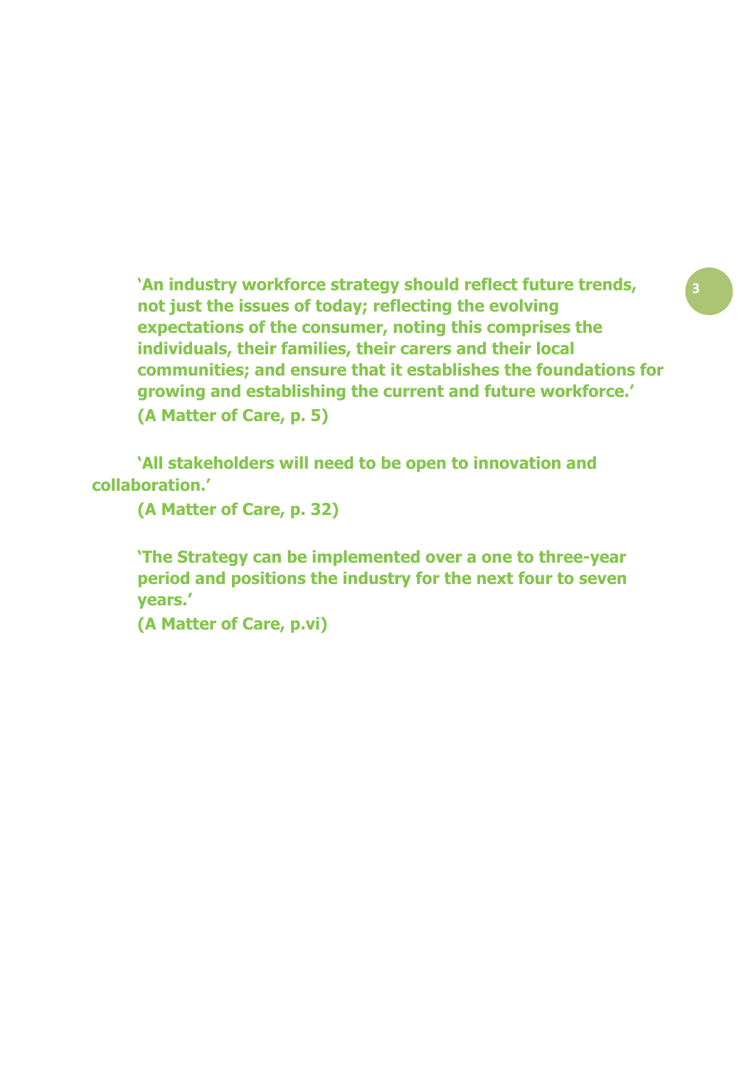**'An industry workforce strategy should reflect future trends, not just the issues of today; reflecting the evolving expectations of the consumer, noting this comprises the individuals, their families, their carers and their local communities; and ensure that it establishes the foundations for growing and establishing the current and future workforce.'**
**(A Matter of Care, p. 5)**

**'All stakeholders will need to be open to innovation and collaboration.'**
**(A Matter of Care, p. 32)**

**'The Strategy can be implemented over a one to three-year period and positions the industry for the next four to seven years.'**
**(A Matter of Care, p.vi)**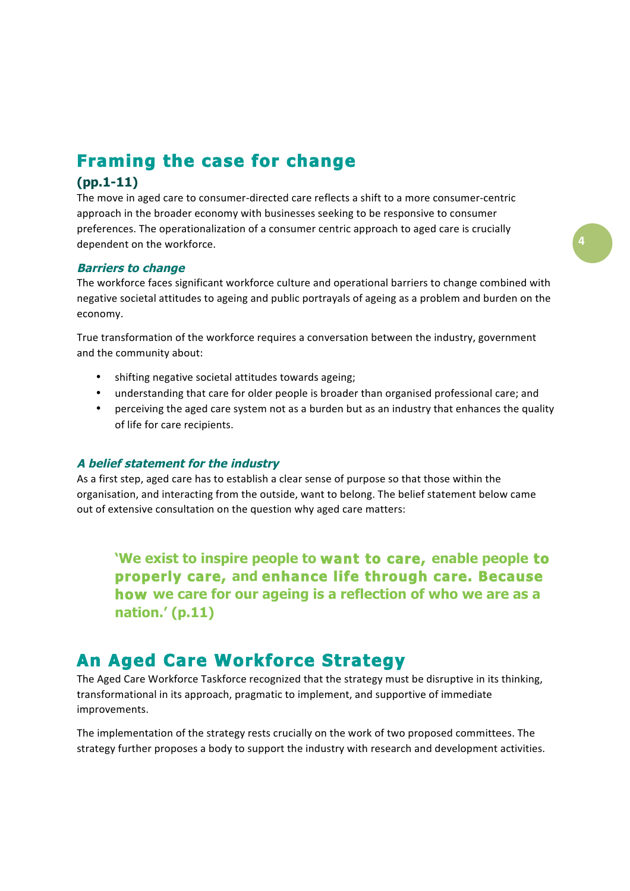## Framing the case for change

### (pp.1-11)

The move in aged care to consumer-directed care reflects a shift to a more consumer-centric approach in the broader economy with businesses seeking to be responsive to consumer preferences. The operationalization of a consumer centric approach to aged care is crucially dependent on the workforce.

### *Barriers to change*

The workforce faces significant workforce culture and operational barriers to change combined with negative societal attitudes to ageing and public portrayals of ageing as a problem and burden on the economy.

True transformation of the workforce requires a conversation between the industry, government and the community about:

- shifting negative societal attitudes towards ageing;
- understanding that care for older people is broader than organised professional care; and
- perceiving the aged care system not as a burden but as an industry that enhances the quality of life for care recipients.

### *A belief statement for the industry*

As a first step, aged care has to establish a clear sense of purpose so that those within the organisation, and interacting from the outside, want to belong. The belief statement below came out of extensive consultation on the question why aged care matters:

> **'We exist to inspire people to want to care, enable people to properly care, and enhance life through care. Because how we care for our ageing is a reflection of who we are as a nation.' (p.11)**

## An Aged Care Workforce Strategy

The Aged Care Workforce Taskforce recognized that the strategy must be disruptive in its thinking, transformational in its approach, pragmatic to implement, and supportive of immediate improvements.

The implementation of the strategy rests crucially on the work of two proposed committees. The strategy further proposes a body to support the industry with research and development activities.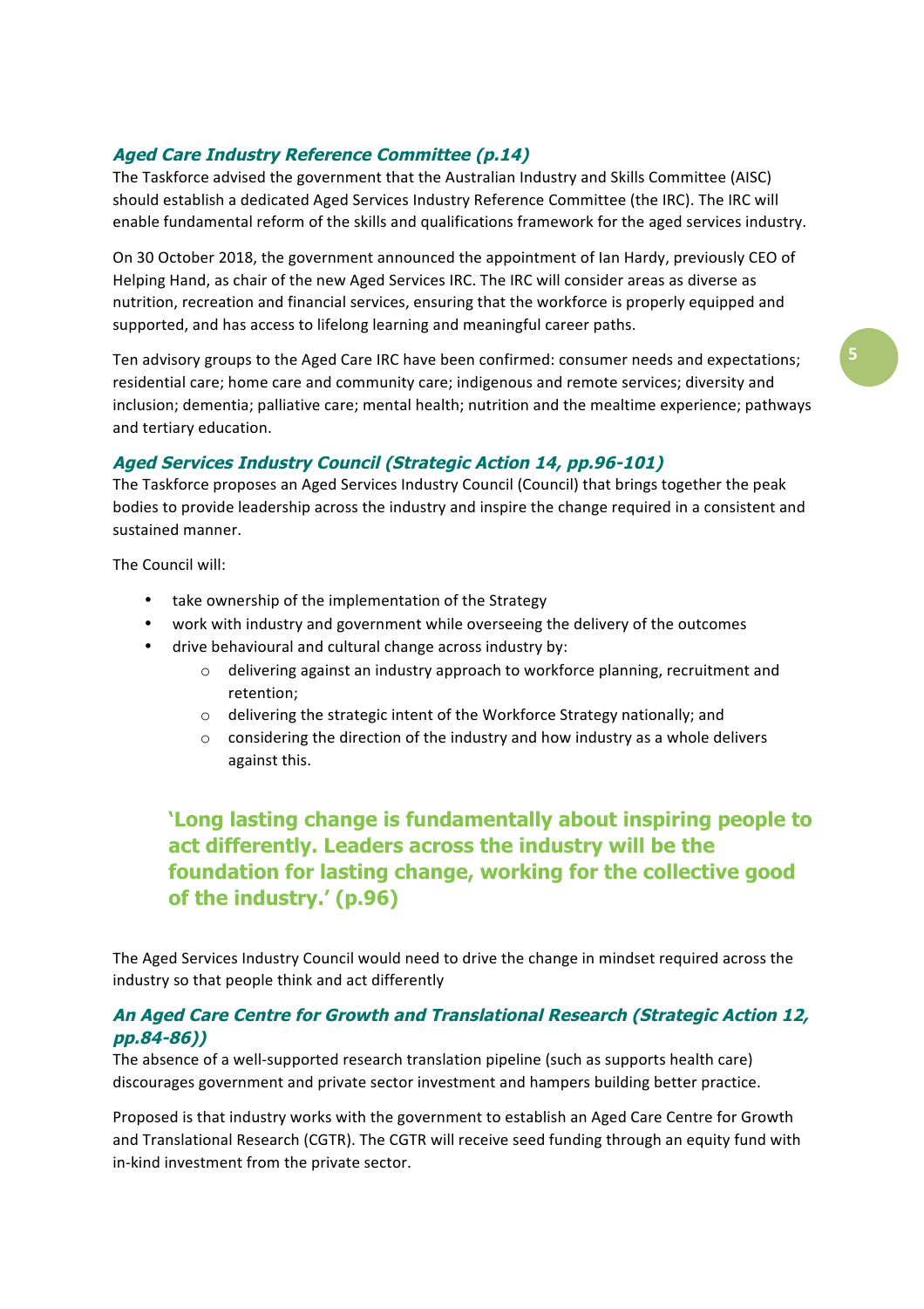### *Aged Care Industry Reference Committee (p.14)*

The Taskforce advised the government that the Australian Industry and Skills Committee (AISC) should establish a dedicated Aged Services Industry Reference Committee (the IRC). The IRC will enable fundamental reform of the skills and qualifications framework for the aged services industry.

On 30 October 2018, the government announced the appointment of Ian Hardy, previously CEO of Helping Hand, as chair of the new Aged Services IRC. The IRC will consider areas as diverse as nutrition, recreation and financial services, ensuring that the workforce is properly equipped and supported, and has access to lifelong learning and meaningful career paths.

Ten advisory groups to the Aged Care IRC have been confirmed: consumer needs and expectations; residential care; home care and community care; indigenous and remote services; diversity and inclusion; dementia; palliative care; mental health; nutrition and the mealtime experience; pathways and tertiary education.

### *Aged Services Industry Council (Strategic Action 14, pp.96-101)*

The Taskforce proposes an Aged Services Industry Council (Council) that brings together the peak bodies to provide leadership across the industry and inspire the change required in a consistent and sustained manner.

The Council will:

- take ownership of the implementation of the Strategy
- work with industry and government while overseeing the delivery of the outcomes
- drive behavioural and cultural change across industry by:
  - delivering against an industry approach to workforce planning, recruitment and retention;
  - delivering the strategic intent of the Workforce Strategy nationally; and
  - considering the direction of the industry and how industry as a whole delivers against this.

> **'Long lasting change is fundamentally about inspiring people to act differently. Leaders across the industry will be the foundation for lasting change, working for the collective good of the industry.' (p.96)**

The Aged Services Industry Council would need to drive the change in mindset required across the industry so that people think and act differently

### *An Aged Care Centre for Growth and Translational Research (Strategic Action 12, pp.84-86))*

The absence of a well-supported research translation pipeline (such as supports health care) discourages government and private sector investment and hampers building better practice.

Proposed is that industry works with the government to establish an Aged Care Centre for Growth and Translational Research (CGTR). The CGTR will receive seed funding through an equity fund with in-kind investment from the private sector.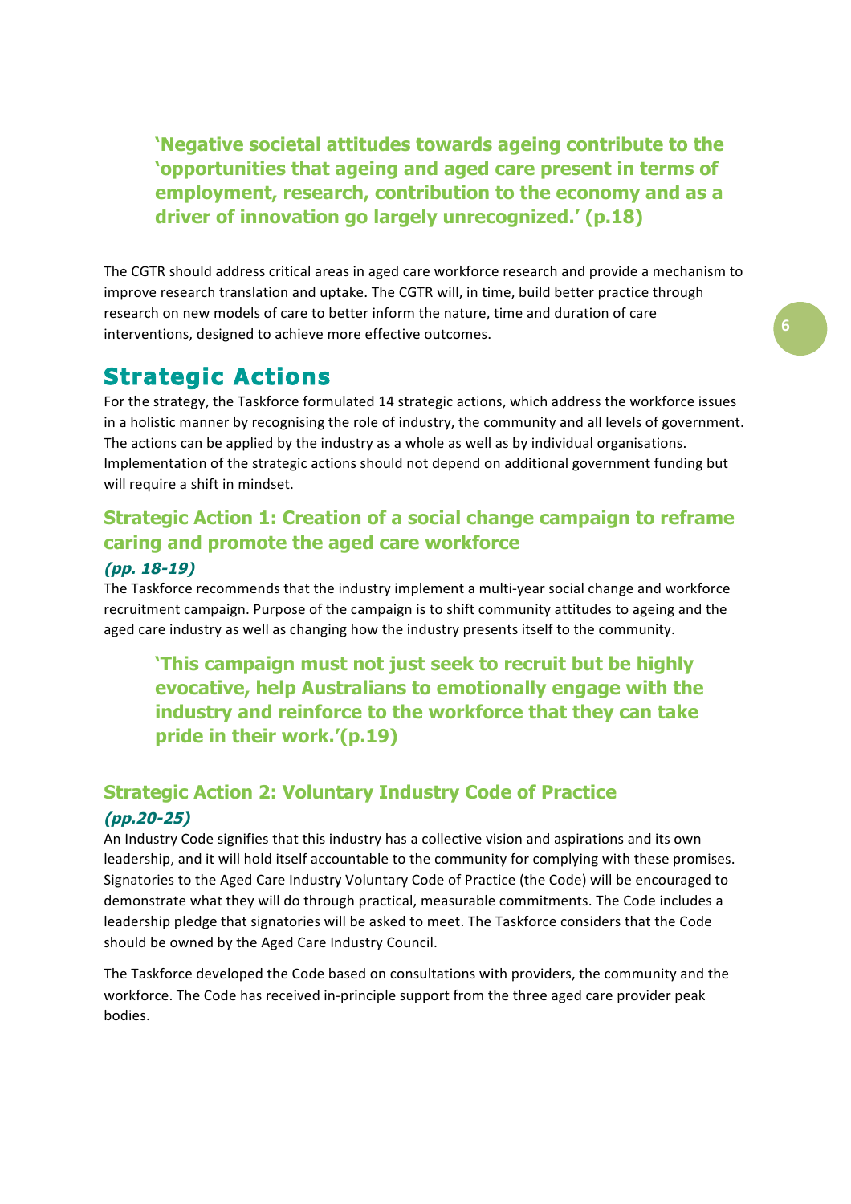> **'Negative societal attitudes towards ageing contribute to the 'opportunities that ageing and aged care present in terms of employment, research, contribution to the economy and as a driver of innovation go largely unrecognized.' (p.18)**

The CGTR should address critical areas in aged care workforce research and provide a mechanism to improve research translation and uptake. The CGTR will, in time, build better practice through research on new models of care to better inform the nature, time and duration of care interventions, designed to achieve more effective outcomes.

## Strategic Actions

For the strategy, the Taskforce formulated 14 strategic actions, which address the workforce issues in a holistic manner by recognising the role of industry, the community and all levels of government. The actions can be applied by the industry as a whole as well as by individual organisations. Implementation of the strategic actions should not depend on additional government funding but will require a shift in mindset.

### Strategic Action 1: Creation of a social change campaign to reframe caring and promote the aged care workforce

***(pp. 18-19)***

The Taskforce recommends that the industry implement a multi-year social change and workforce recruitment campaign. Purpose of the campaign is to shift community attitudes to ageing and the aged care industry as well as changing how the industry presents itself to the community.

> **'This campaign must not just seek to recruit but be highly evocative, help Australians to emotionally engage with the industry and reinforce to the workforce that they can take pride in their work.'(p.19)**

### Strategic Action 2: Voluntary Industry Code of Practice

***(pp.20-25)***

An Industry Code signifies that this industry has a collective vision and aspirations and its own leadership, and it will hold itself accountable to the community for complying with these promises. Signatories to the Aged Care Industry Voluntary Code of Practice (the Code) will be encouraged to demonstrate what they will do through practical, measurable commitments. The Code includes a leadership pledge that signatories will be asked to meet. The Taskforce considers that the Code should be owned by the Aged Care Industry Council.

The Taskforce developed the Code based on consultations with providers, the community and the workforce. The Code has received in-principle support from the three aged care provider peak bodies.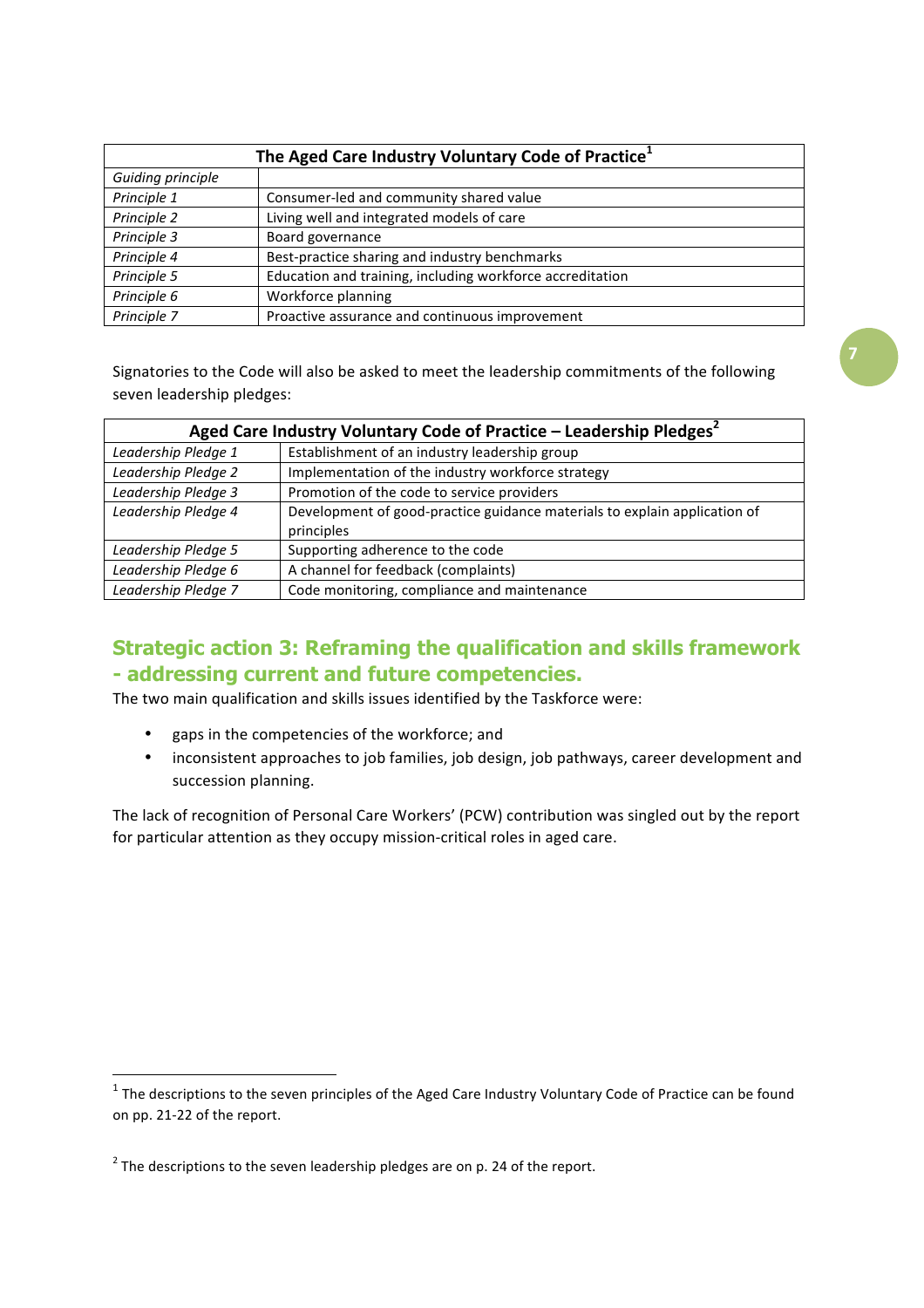| The Aged Care Industry Voluntary Code of Practice[1] | |
|---|---|
| *Guiding principle* | |
| *Principle 1* | Consumer-led and community shared value |
| *Principle 2* | Living well and integrated models of care |
| *Principle 3* | Board governance |
| *Principle 4* | Best-practice sharing and industry benchmarks |
| *Principle 5* | Education and training, including workforce accreditation |
| *Principle 6* | Workforce planning |
| *Principle 7* | Proactive assurance and continuous improvement |

Signatories to the Code will also be asked to meet the leadership commitments of the following seven leadership pledges:

| Aged Care Industry Voluntary Code of Practice – Leadership Pledges[2] | |
|---|---|
| *Leadership Pledge 1* | Establishment of an industry leadership group |
| *Leadership Pledge 2* | Implementation of the industry workforce strategy |
| *Leadership Pledge 3* | Promotion of the code to service providers |
| *Leadership Pledge 4* | Development of good-practice guidance materials to explain application of principles |
| *Leadership Pledge 5* | Supporting adherence to the code |
| *Leadership Pledge 6* | A channel for feedback (complaints) |
| *Leadership Pledge 7* | Code monitoring, compliance and maintenance |

## Strategic action 3: Reframing the qualification and skills framework - addressing current and future competencies.

The two main qualification and skills issues identified by the Taskforce were:

- gaps in the competencies of the workforce; and
- inconsistent approaches to job families, job design, job pathways, career development and succession planning.

The lack of recognition of Personal Care Workers' (PCW) contribution was singled out by the report for particular attention as they occupy mission-critical roles in aged care.

---

[1] The descriptions to the seven principles of the Aged Care Industry Voluntary Code of Practice can be found on pp. 21-22 of the report.

[2] The descriptions to the seven leadership pledges are on p. 24 of the report.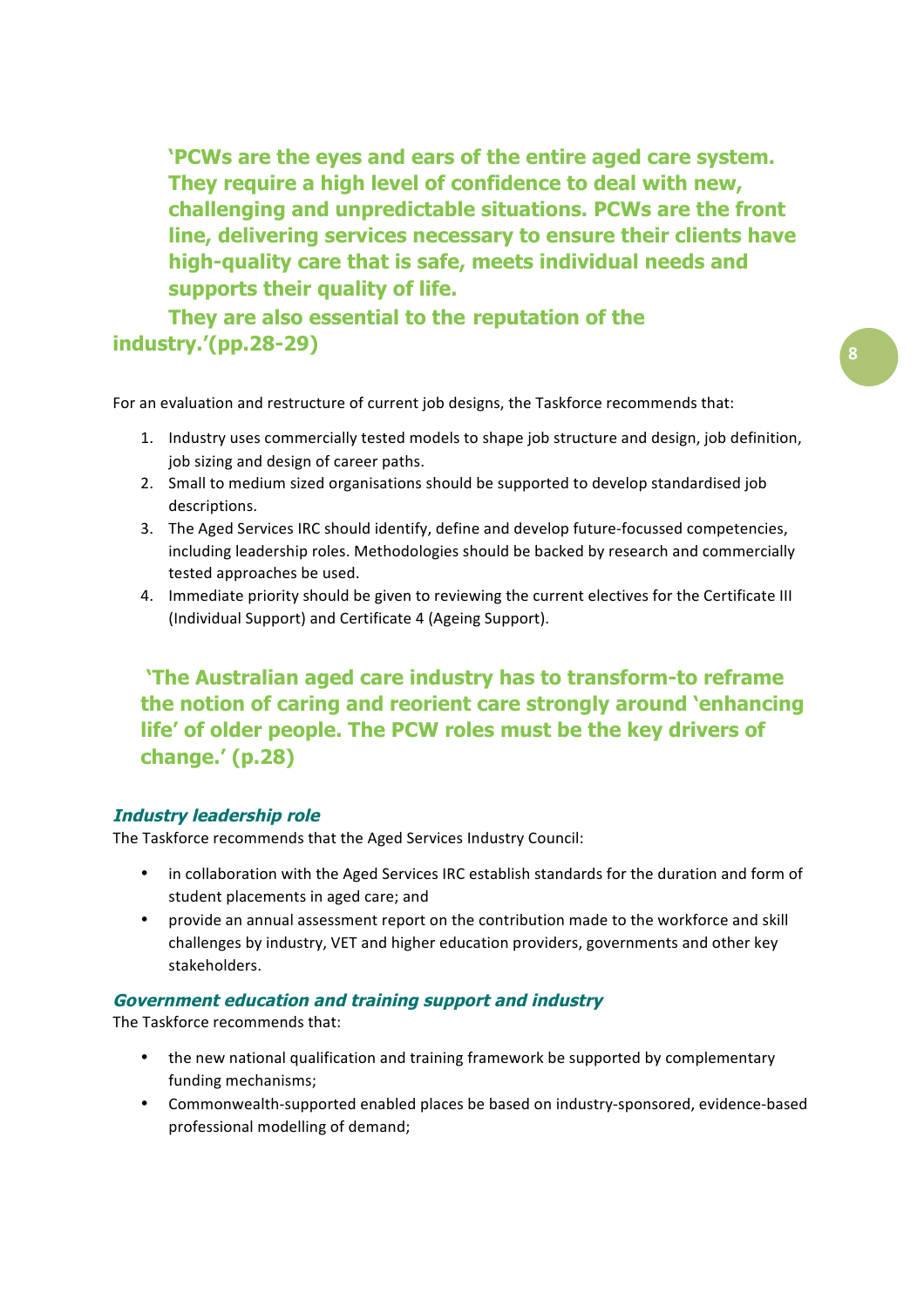**'PCWs are the eyes and ears of the entire aged care system. They require a high level of confidence to deal with new, challenging and unpredictable situations. PCWs are the front line, delivering services necessary to ensure their clients have high-quality care that is safe, meets individual needs and supports their quality of life.**

**They are also essential to the reputation of the industry.'(pp.28-29)**

For an evaluation and restructure of current job designs, the Taskforce recommends that:

1. Industry uses commercially tested models to shape job structure and design, job definition, job sizing and design of career paths.
2. Small to medium sized organisations should be supported to develop standardised job descriptions.
3. The Aged Services IRC should identify, define and develop future-focussed competencies, including leadership roles. Methodologies should be backed by research and commercially tested approaches be used.
4. Immediate priority should be given to reviewing the current electives for the Certificate III (Individual Support) and Certificate 4 (Ageing Support).

**'The Australian aged care industry has to transform-to reframe the notion of caring and reorient care strongly around 'enhancing life' of older people. The PCW roles must be the key drivers of change.' (p.28)**

### *Industry leadership role*

The Taskforce recommends that the Aged Services Industry Council:

- in collaboration with the Aged Services IRC establish standards for the duration and form of student placements in aged care; and
- provide an annual assessment report on the contribution made to the workforce and skill challenges by industry, VET and higher education providers, governments and other key stakeholders.

### *Government education and training support and industry*

The Taskforce recommends that:

- the new national qualification and training framework be supported by complementary funding mechanisms;
- Commonwealth-supported enabled places be based on industry-sponsored, evidence-based professional modelling of demand;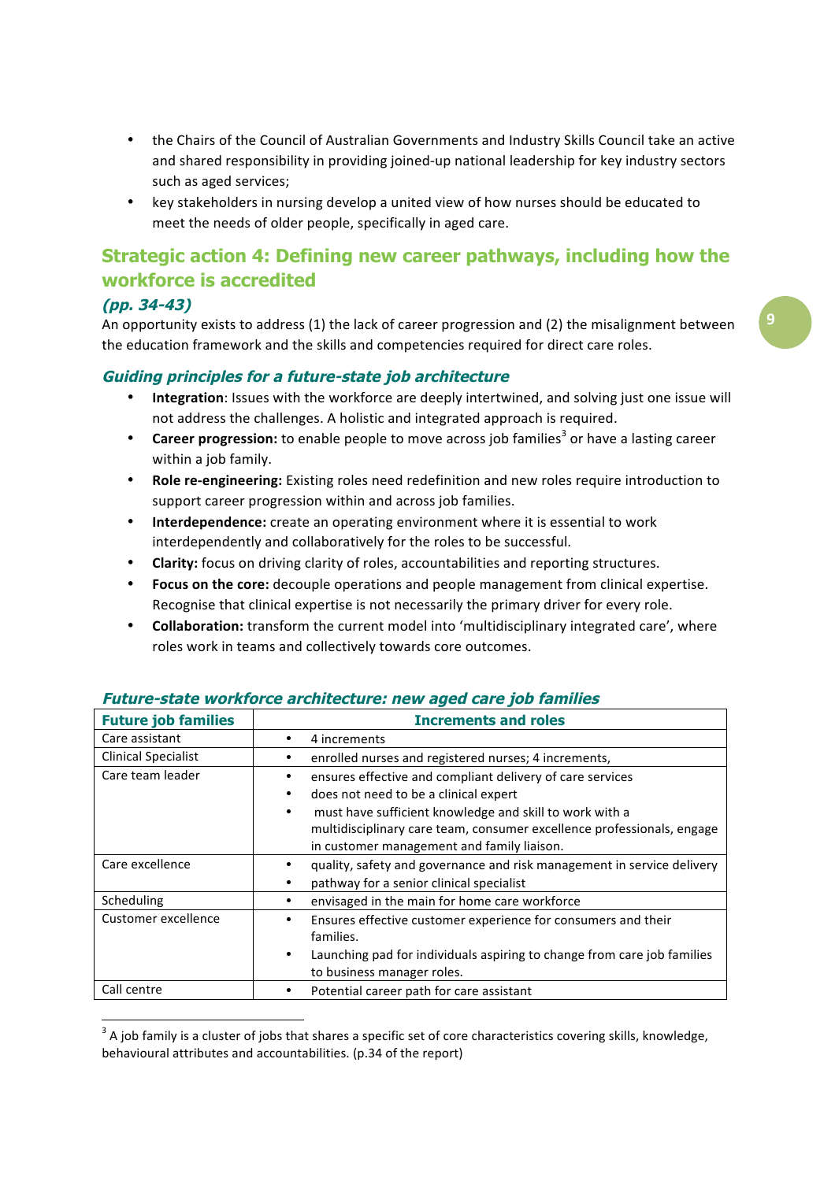- the Chairs of the Council of Australian Governments and Industry Skills Council take an active and shared responsibility in providing joined-up national leadership for key industry sectors such as aged services;
- key stakeholders in nursing develop a united view of how nurses should be educated to meet the needs of older people, specifically in aged care.

## Strategic action 4: Defining new career pathways, including how the workforce is accredited

### *(pp. 34-43)*

An opportunity exists to address (1) the lack of career progression and (2) the misalignment between the education framework and the skills and competencies required for direct care roles.

### *Guiding principles for a future-state job architecture*

- **Integration**: Issues with the workforce are deeply intertwined, and solving just one issue will not address the challenges. A holistic and integrated approach is required.
- **Career progression:** to enable people to move across job families[3] or have a lasting career within a job family.
- **Role re-engineering:** Existing roles need redefinition and new roles require introduction to support career progression within and across job families.
- **Interdependence:** create an operating environment where it is essential to work interdependently and collaboratively for the roles to be successful.
- **Clarity:** focus on driving clarity of roles, accountabilities and reporting structures.
- **Focus on the core:** decouple operations and people management from clinical expertise. Recognise that clinical expertise is not necessarily the primary driver for every role.
- **Collaboration:** transform the current model into 'multidisciplinary integrated care', where roles work in teams and collectively towards core outcomes.

### *Future-state workforce architecture: new aged care job families*

| Future job families | Increments and roles |
|---|---|
| Care assistant | • 4 increments |
| Clinical Specialist | • enrolled nurses and registered nurses; 4 increments, |
| Care team leader | • ensures effective and compliant delivery of care services<br>• does not need to be a clinical expert<br>• must have sufficient knowledge and skill to work with a multidisciplinary care team, consumer excellence professionals, engage in customer management and family liaison. |
| Care excellence | • quality, safety and governance and risk management in service delivery<br>• pathway for a senior clinical specialist |
| Scheduling | • envisaged in the main for home care workforce |
| Customer excellence | • Ensures effective customer experience for consumers and their families.<br>• Launching pad for individuals aspiring to change from care job families to business manager roles. |
| Call centre | • Potential career path for care assistant |

[3] A job family is a cluster of jobs that shares a specific set of core characteristics covering skills, knowledge, behavioural attributes and accountabilities. (p.34 of the report)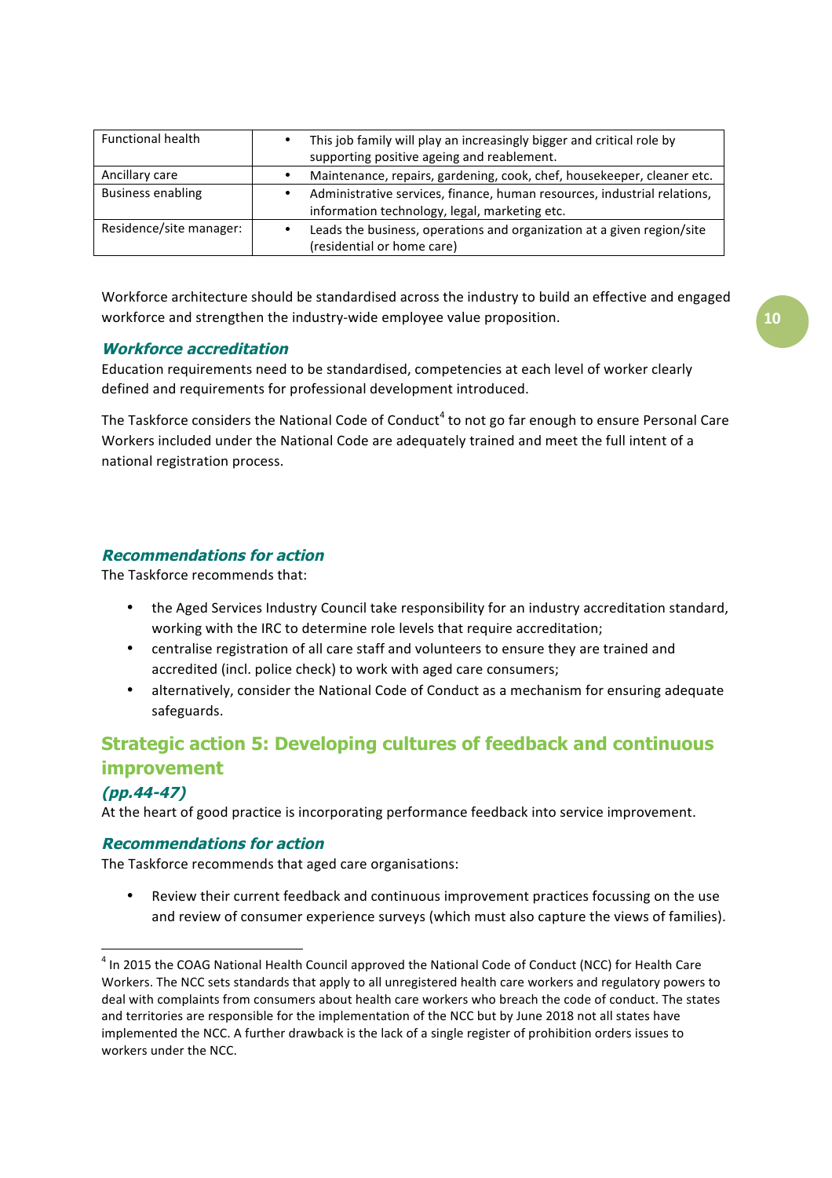| Functional health | • This job family will play an increasingly bigger and critical role by supporting positive ageing and reablement. |
|---|---|
| Ancillary care | • Maintenance, repairs, gardening, cook, chef, housekeeper, cleaner etc. |
| Business enabling | • Administrative services, finance, human resources, industrial relations, information technology, legal, marketing etc. |
| Residence/site manager: | • Leads the business, operations and organization at a given region/site (residential or home care) |

Workforce architecture should be standardised across the industry to build an effective and engaged workforce and strengthen the industry-wide employee value proposition.

### *Workforce accreditation*

Education requirements need to be standardised, competencies at each level of worker clearly defined and requirements for professional development introduced.

The Taskforce considers the National Code of Conduct[4] to not go far enough to ensure Personal Care Workers included under the National Code are adequately trained and meet the full intent of a national registration process.

### *Recommendations for action*

The Taskforce recommends that:

- the Aged Services Industry Council take responsibility for an industry accreditation standard, working with the IRC to determine role levels that require accreditation;
- centralise registration of all care staff and volunteers to ensure they are trained and accredited (incl. police check) to work with aged care consumers;
- alternatively, consider the National Code of Conduct as a mechanism for ensuring adequate safeguards.

## Strategic action 5: Developing cultures of feedback and continuous improvement

### *(pp.44-47)*

At the heart of good practice is incorporating performance feedback into service improvement.

### *Recommendations for action*

The Taskforce recommends that aged care organisations:

- Review their current feedback and continuous improvement practices focussing on the use and review of consumer experience surveys (which must also capture the views of families).

[4] In 2015 the COAG National Health Council approved the National Code of Conduct (NCC) for Health Care Workers. The NCC sets standards that apply to all unregistered health care workers and regulatory powers to deal with complaints from consumers about health care workers who breach the code of conduct. The states and territories are responsible for the implementation of the NCC but by June 2018 not all states have implemented the NCC. A further drawback is the lack of a single register of prohibition orders issues to workers under the NCC.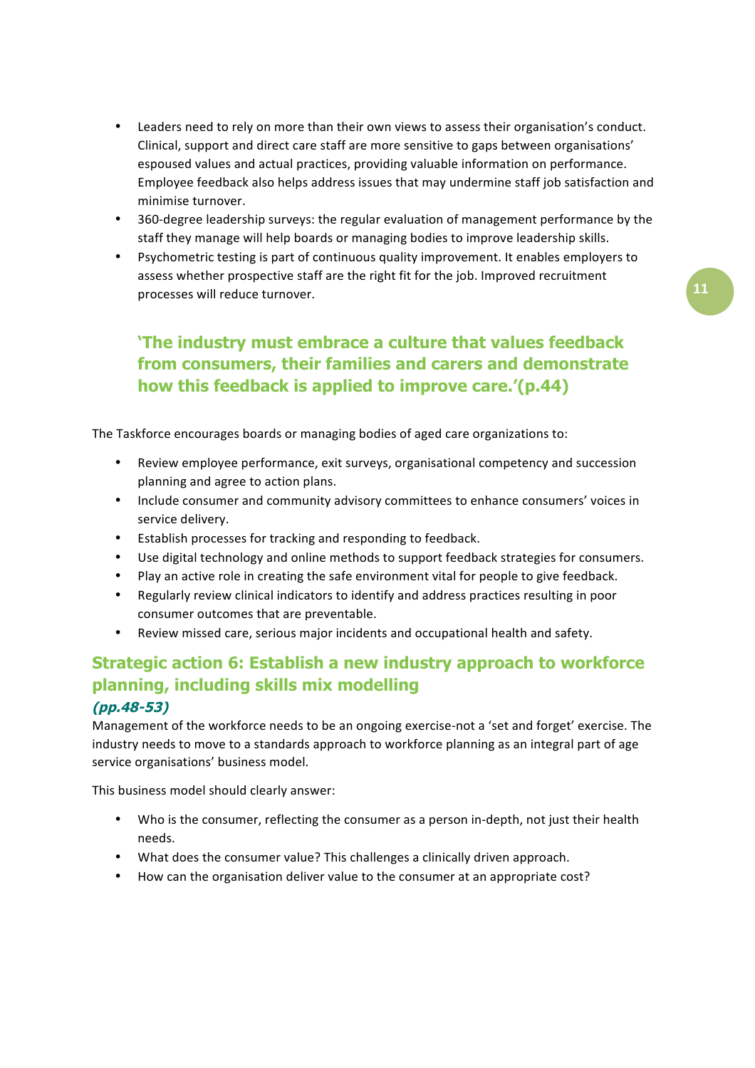- Leaders need to rely on more than their own views to assess their organisation's conduct. Clinical, support and direct care staff are more sensitive to gaps between organisations' espoused values and actual practices, providing valuable information on performance. Employee feedback also helps address issues that may undermine staff job satisfaction and minimise turnover.
- 360-degree leadership surveys: the regular evaluation of management performance by the staff they manage will help boards or managing bodies to improve leadership skills.
- Psychometric testing is part of continuous quality improvement. It enables employers to assess whether prospective staff are the right fit for the job. Improved recruitment processes will reduce turnover.

**'The industry must embrace a culture that values feedback from consumers, their families and carers and demonstrate how this feedback is applied to improve care.'(p.44)**

The Taskforce encourages boards or managing bodies of aged care organizations to:

- Review employee performance, exit surveys, organisational competency and succession planning and agree to action plans.
- Include consumer and community advisory committees to enhance consumers' voices in service delivery.
- Establish processes for tracking and responding to feedback.
- Use digital technology and online methods to support feedback strategies for consumers.
- Play an active role in creating the safe environment vital for people to give feedback.
- Regularly review clinical indicators to identify and address practices resulting in poor consumer outcomes that are preventable.
- Review missed care, serious major incidents and occupational health and safety.

## Strategic action 6: Establish a new industry approach to workforce planning, including skills mix modelling

***(pp.48-53)***

Management of the workforce needs to be an ongoing exercise-not a 'set and forget' exercise. The industry needs to move to a standards approach to workforce planning as an integral part of age service organisations' business model.

This business model should clearly answer:

- Who is the consumer, reflecting the consumer as a person in-depth, not just their health needs.
- What does the consumer value? This challenges a clinically driven approach.
- How can the organisation deliver value to the consumer at an appropriate cost?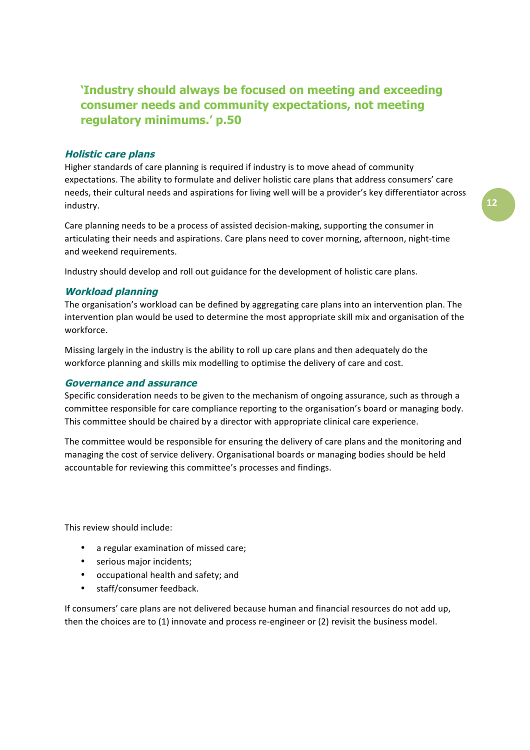**'Industry should always be focused on meeting and exceeding consumer needs and community expectations, not meeting regulatory minimums.' p.50**

### *Holistic care plans*

Higher standards of care planning is required if industry is to move ahead of community expectations. The ability to formulate and deliver holistic care plans that address consumers' care needs, their cultural needs and aspirations for living well will be a provider's key differentiator across industry.

Care planning needs to be a process of assisted decision-making, supporting the consumer in articulating their needs and aspirations. Care plans need to cover morning, afternoon, night-time and weekend requirements.

Industry should develop and roll out guidance for the development of holistic care plans.

### *Workload planning*

The organisation's workload can be defined by aggregating care plans into an intervention plan. The intervention plan would be used to determine the most appropriate skill mix and organisation of the workforce.

Missing largely in the industry is the ability to roll up care plans and then adequately do the workforce planning and skills mix modelling to optimise the delivery of care and cost.

### *Governance and assurance*

Specific consideration needs to be given to the mechanism of ongoing assurance, such as through a committee responsible for care compliance reporting to the organisation's board or managing body. This committee should be chaired by a director with appropriate clinical care experience.

The committee would be responsible for ensuring the delivery of care plans and the monitoring and managing the cost of service delivery. Organisational boards or managing bodies should be held accountable for reviewing this committee's processes and findings.

This review should include:

- a regular examination of missed care;
- serious major incidents;
- occupational health and safety; and
- staff/consumer feedback.

If consumers' care plans are not delivered because human and financial resources do not add up, then the choices are to (1) innovate and process re-engineer or (2) revisit the business model.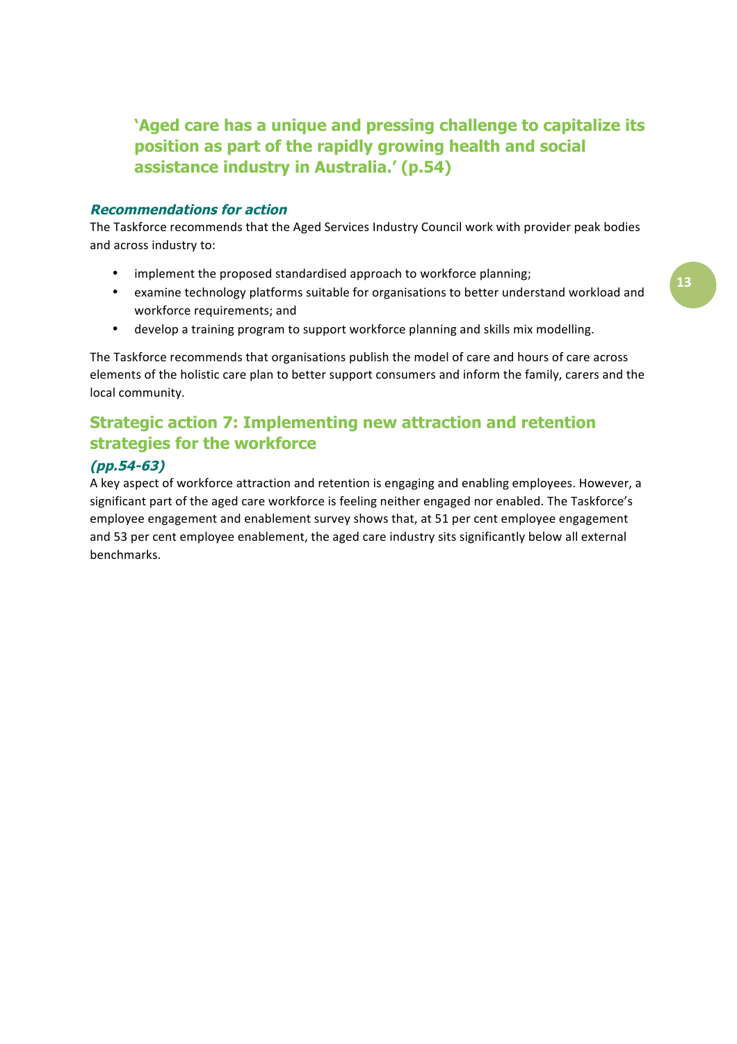**'Aged care has a unique and pressing challenge to capitalize its position as part of the rapidly growing health and social assistance industry in Australia.' (p.54)**

***Recommendations for action***

The Taskforce recommends that the Aged Services Industry Council work with provider peak bodies and across industry to:

- implement the proposed standardised approach to workforce planning;
- examine technology platforms suitable for organisations to better understand workload and workforce requirements; and
- develop a training program to support workforce planning and skills mix modelling.

The Taskforce recommends that organisations publish the model of care and hours of care across elements of the holistic care plan to better support consumers and inform the family, carers and the local community.

## Strategic action 7: Implementing new attraction and retention strategies for the workforce

***(pp.54-63)***

A key aspect of workforce attraction and retention is engaging and enabling employees. However, a significant part of the aged care workforce is feeling neither engaged nor enabled. The Taskforce's employee engagement and enablement survey shows that, at 51 per cent employee engagement and 53 per cent employee enablement, the aged care industry sits significantly below all external benchmarks.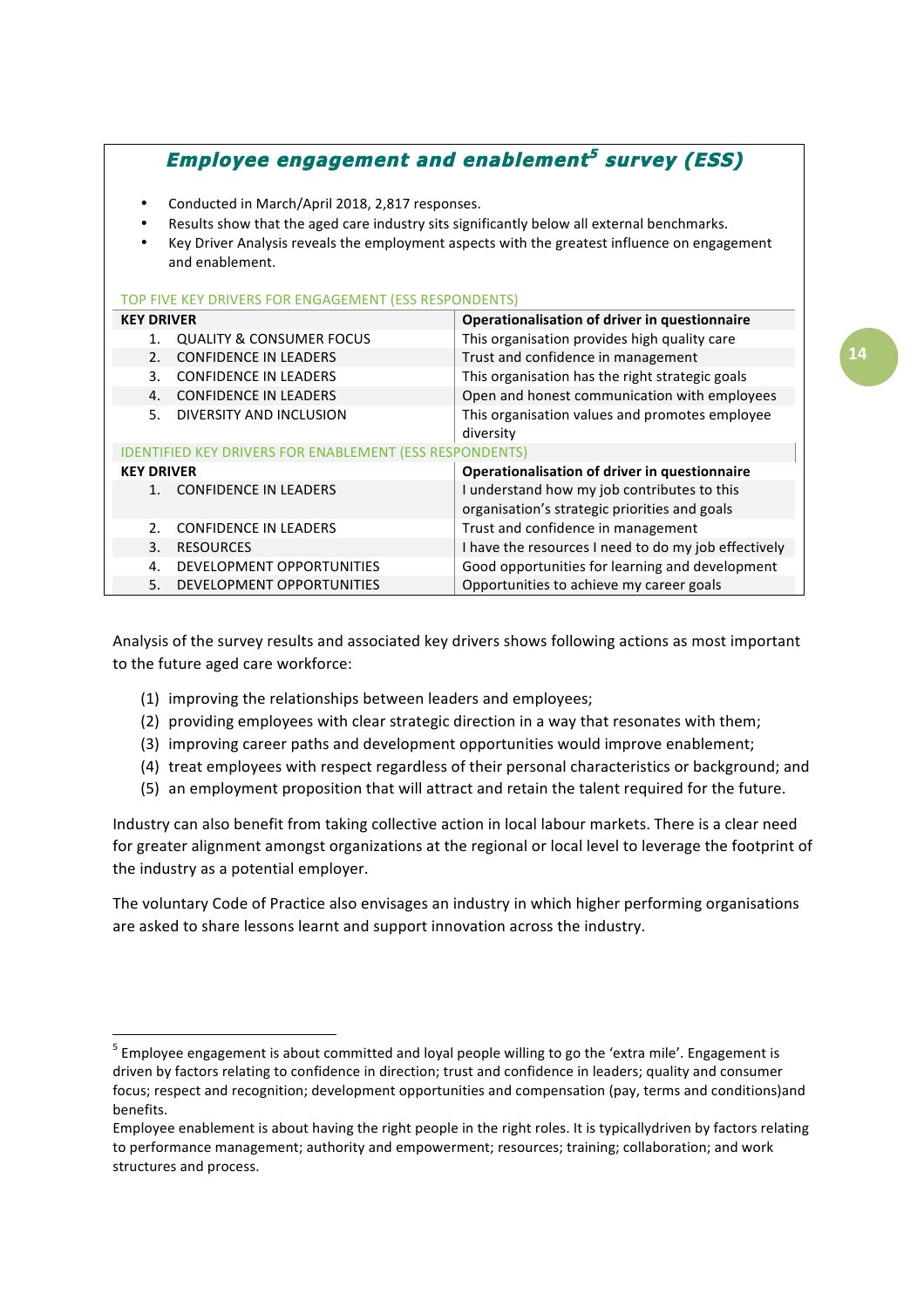## *Employee engagement and enablement[5] survey (ESS)*

- Conducted in March/April 2018, 2,817 responses.
- Results show that the aged care industry sits significantly below all external benchmarks.
- Key Driver Analysis reveals the employment aspects with the greatest influence on engagement and enablement.

| TOP FIVE KEY DRIVERS FOR ENGAGEMENT (ESS RESPONDENTS) | |
|---|---|
| **KEY DRIVER** | **Operationalisation of driver in questionnaire** |
| 1. QUALITY & CONSUMER FOCUS | This organisation provides high quality care |
| 2. CONFIDENCE IN LEADERS | Trust and confidence in management |
| 3. CONFIDENCE IN LEADERS | This organisation has the right strategic goals |
| 4. CONFIDENCE IN LEADERS | Open and honest communication with employees |
| 5. DIVERSITY AND INCLUSION | This organisation values and promotes employee diversity |
| IDENTIFIED KEY DRIVERS FOR ENABLEMENT (ESS RESPONDENTS) | |
| **KEY DRIVER** | **Operationalisation of driver in questionnaire** |
| 1. CONFIDENCE IN LEADERS | I understand how my job contributes to this organisation's strategic priorities and goals |
| 2. CONFIDENCE IN LEADERS | Trust and confidence in management |
| 3. RESOURCES | I have the resources I need to do my job effectively |
| 4. DEVELOPMENT OPPORTUNITIES | Good opportunities for learning and development |
| 5. DEVELOPMENT OPPORTUNITIES | Opportunities to achieve my career goals |

Analysis of the survey results and associated key drivers shows following actions as most important to the future aged care workforce:

(1) improving the relationships between leaders and employees;
(2) providing employees with clear strategic direction in a way that resonates with them;
(3) improving career paths and development opportunities would improve enablement;
(4) treat employees with respect regardless of their personal characteristics or background; and
(5) an employment proposition that will attract and retain the talent required for the future.

Industry can also benefit from taking collective action in local labour markets. There is a clear need for greater alignment amongst organizations at the regional or local level to leverage the footprint of the industry as a potential employer.

The voluntary Code of Practice also envisages an industry in which higher performing organisations are asked to share lessons learnt and support innovation across the industry.

---

[5] Employee engagement is about committed and loyal people willing to go the 'extra mile'. Engagement is driven by factors relating to confidence in direction; trust and confidence in leaders; quality and consumer focus; respect and recognition; development opportunities and compensation (pay, terms and conditions)and benefits.
Employee enablement is about having the right people in the right roles. It is typicallydriven by factors relating to performance management; authority and empowerment; resources; training; collaboration; and work structures and process.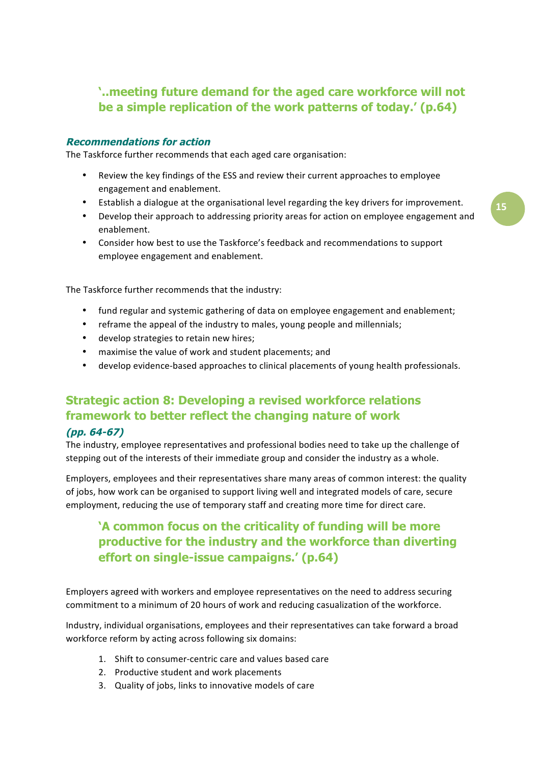> **'..meeting future demand for the aged care workforce will not be a simple replication of the work patterns of today.' (p.64)**

***Recommendations for action***

The Taskforce further recommends that each aged care organisation:

- Review the key findings of the ESS and review their current approaches to employee engagement and enablement.
- Establish a dialogue at the organisational level regarding the key drivers for improvement.
- Develop their approach to addressing priority areas for action on employee engagement and enablement.
- Consider how best to use the Taskforce's feedback and recommendations to support employee engagement and enablement.

The Taskforce further recommends that the industry:

- fund regular and systemic gathering of data on employee engagement and enablement;
- reframe the appeal of the industry to males, young people and millennials;
- develop strategies to retain new hires;
- maximise the value of work and student placements; and
- develop evidence-based approaches to clinical placements of young health professionals.

## Strategic action 8: Developing a revised workforce relations framework to better reflect the changing nature of work

***(pp. 64-67)***

The industry, employee representatives and professional bodies need to take up the challenge of stepping out of the interests of their immediate group and consider the industry as a whole.

Employers, employees and their representatives share many areas of common interest: the quality of jobs, how work can be organised to support living well and integrated models of care, secure employment, reducing the use of temporary staff and creating more time for direct care.

> **'A common focus on the criticality of funding will be more productive for the industry and the workforce than diverting effort on single-issue campaigns.' (p.64)**

Employers agreed with workers and employee representatives on the need to address securing commitment to a minimum of 20 hours of work and reducing casualization of the workforce.

Industry, individual organisations, employees and their representatives can take forward a broad workforce reform by acting across following six domains:

1. Shift to consumer-centric care and values based care
2. Productive student and work placements
3. Quality of jobs, links to innovative models of care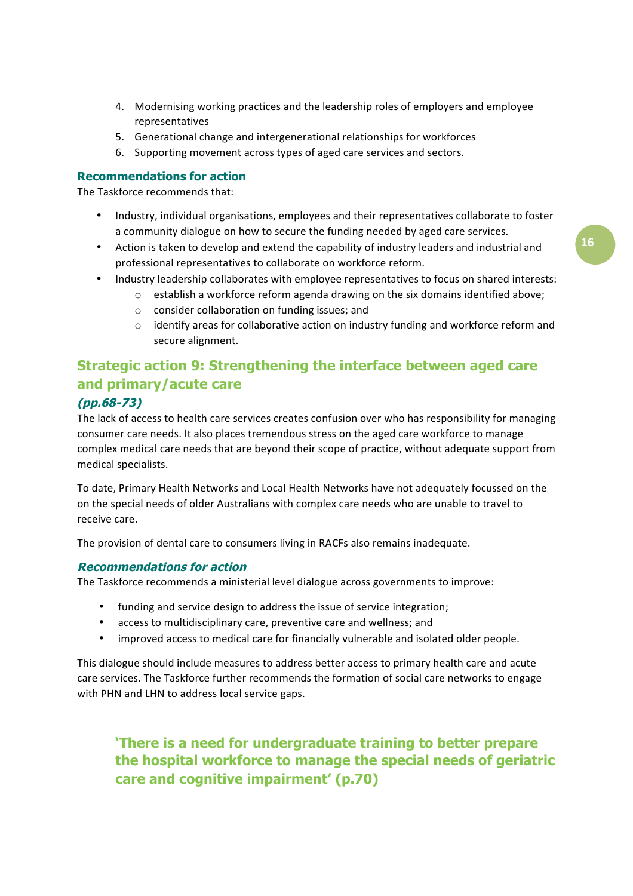4. Modernising working practices and the leadership roles of employers and employee representatives
5. Generational change and intergenerational relationships for workforces
6. Supporting movement across types of aged care services and sectors.

### Recommendations for action

The Taskforce recommends that:

- Industry, individual organisations, employees and their representatives collaborate to foster a community dialogue on how to secure the funding needed by aged care services.
- Action is taken to develop and extend the capability of industry leaders and industrial and professional representatives to collaborate on workforce reform.
- Industry leadership collaborates with employee representatives to focus on shared interests:
    - establish a workforce reform agenda drawing on the six domains identified above;
    - consider collaboration on funding issues; and
    - identify areas for collaborative action on industry funding and workforce reform and secure alignment.

## Strategic action 9: Strengthening the interface between aged care and primary/acute care

***(pp.68-73)***

The lack of access to health care services creates confusion over who has responsibility for managing consumer care needs. It also places tremendous stress on the aged care workforce to manage complex medical care needs that are beyond their scope of practice, without adequate support from medical specialists.

To date, Primary Health Networks and Local Health Networks have not adequately focussed on the on the special needs of older Australians with complex care needs who are unable to travel to receive care.

The provision of dental care to consumers living in RACFs also remains inadequate.

### *Recommendations for action*

The Taskforce recommends a ministerial level dialogue across governments to improve:

- funding and service design to address the issue of service integration;
- access to multidisciplinary care, preventive care and wellness; and
- improved access to medical care for financially vulnerable and isolated older people.

This dialogue should include measures to address better access to primary health care and acute care services. The Taskforce further recommends the formation of social care networks to engage with PHN and LHN to address local service gaps.

> **'There is a need for undergraduate training to better prepare the hospital workforce to manage the special needs of geriatric care and cognitive impairment' (p.70)**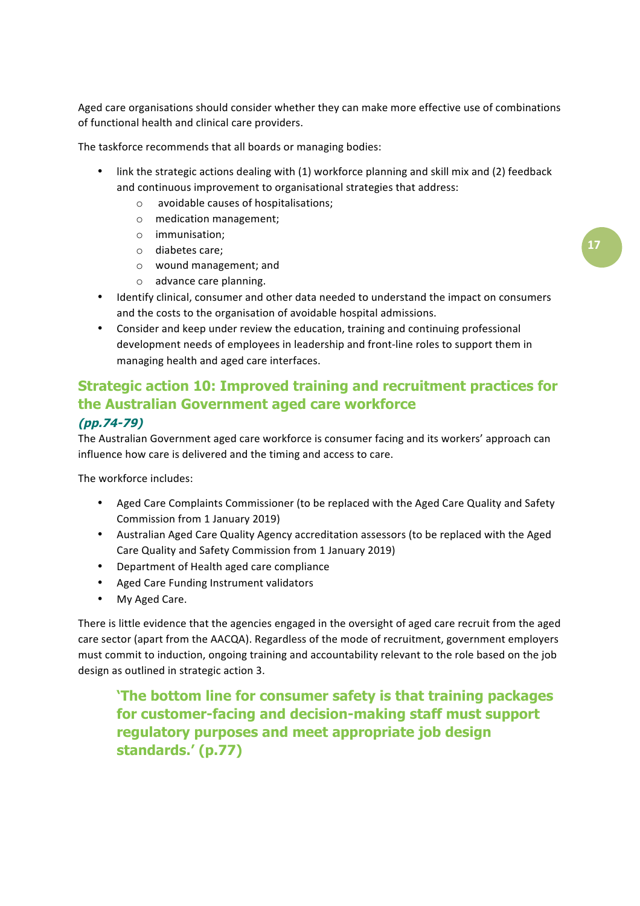Aged care organisations should consider whether they can make more effective use of combinations of functional health and clinical care providers.

The taskforce recommends that all boards or managing bodies:

- link the strategic actions dealing with (1) workforce planning and skill mix and (2) feedback and continuous improvement to organisational strategies that address:
  - avoidable causes of hospitalisations;
  - medication management;
  - immunisation;
  - diabetes care;
  - wound management; and
  - advance care planning.
- Identify clinical, consumer and other data needed to understand the impact on consumers and the costs to the organisation of avoidable hospital admissions.
- Consider and keep under review the education, training and continuing professional development needs of employees in leadership and front-line roles to support them in managing health and aged care interfaces.

## Strategic action 10: Improved training and recruitment practices for the Australian Government aged care workforce

***(pp.74-79)***

The Australian Government aged care workforce is consumer facing and its workers' approach can influence how care is delivered and the timing and access to care.

The workforce includes:

- Aged Care Complaints Commissioner (to be replaced with the Aged Care Quality and Safety Commission from 1 January 2019)
- Australian Aged Care Quality Agency accreditation assessors (to be replaced with the Aged Care Quality and Safety Commission from 1 January 2019)
- Department of Health aged care compliance
- Aged Care Funding Instrument validators
- My Aged Care.

There is little evidence that the agencies engaged in the oversight of aged care recruit from the aged care sector (apart from the AACQA). Regardless of the mode of recruitment, government employers must commit to induction, ongoing training and accountability relevant to the role based on the job design as outlined in strategic action 3.

> **'The bottom line for consumer safety is that training packages for customer-facing and decision-making staff must support regulatory purposes and meet appropriate job design standards.' (p.77)**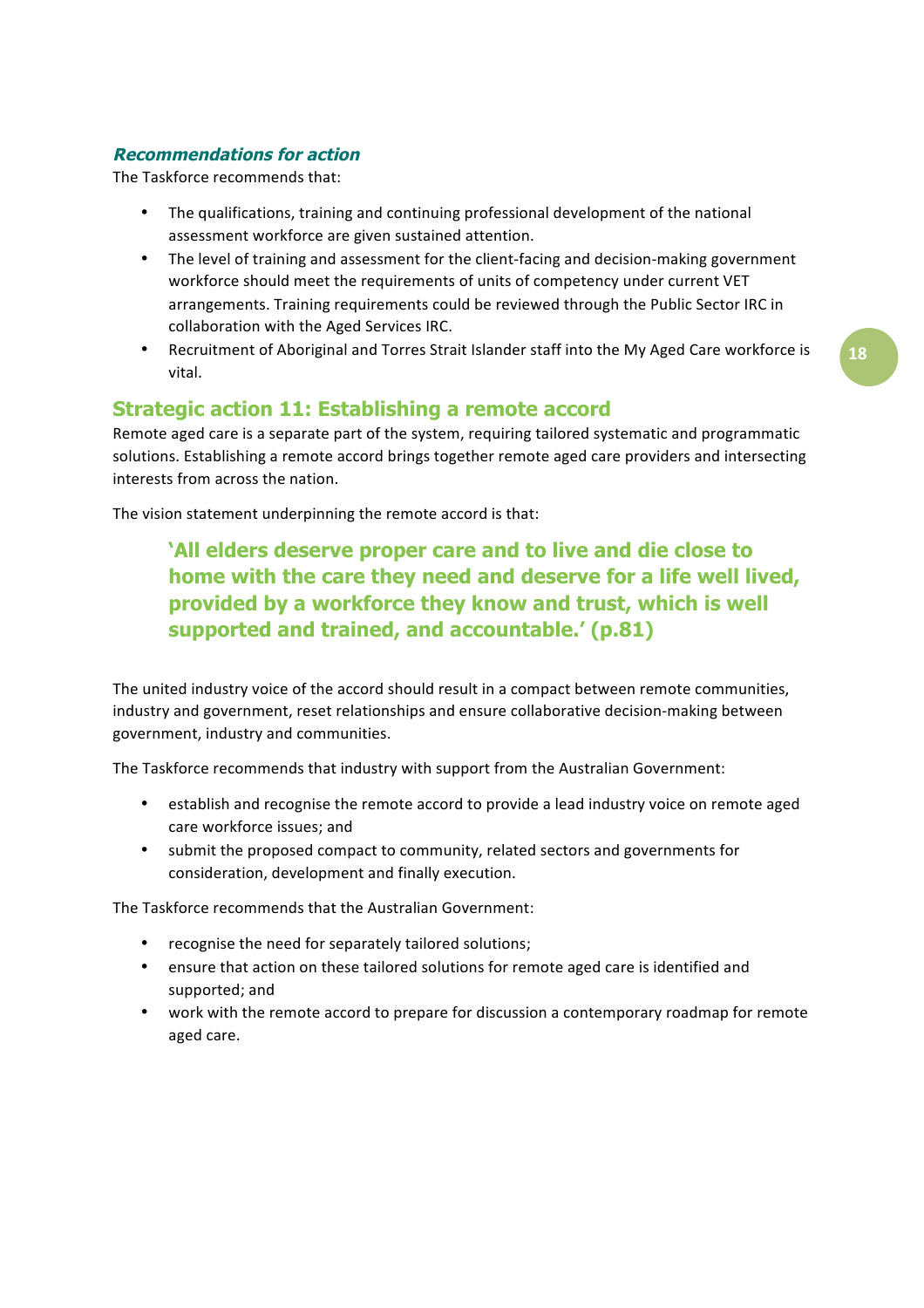***Recommendations for action***

The Taskforce recommends that:

- The qualifications, training and continuing professional development of the national assessment workforce are given sustained attention.
- The level of training and assessment for the client-facing and decision-making government workforce should meet the requirements of units of competency under current VET arrangements. Training requirements could be reviewed through the Public Sector IRC in collaboration with the Aged Services IRC.
- Recruitment of Aboriginal and Torres Strait Islander staff into the My Aged Care workforce is vital.

## Strategic action 11: Establishing a remote accord

Remote aged care is a separate part of the system, requiring tailored systematic and programmatic solutions. Establishing a remote accord brings together remote aged care providers and intersecting interests from across the nation.

The vision statement underpinning the remote accord is that:

> **'All elders deserve proper care and to live and die close to home with the care they need and deserve for a life well lived, provided by a workforce they know and trust, which is well supported and trained, and accountable.' (p.81)**

The united industry voice of the accord should result in a compact between remote communities, industry and government, reset relationships and ensure collaborative decision-making between government, industry and communities.

The Taskforce recommends that industry with support from the Australian Government:

- establish and recognise the remote accord to provide a lead industry voice on remote aged care workforce issues; and
- submit the proposed compact to community, related sectors and governments for consideration, development and finally execution.

The Taskforce recommends that the Australian Government:

- recognise the need for separately tailored solutions;
- ensure that action on these tailored solutions for remote aged care is identified and supported; and
- work with the remote accord to prepare for discussion a contemporary roadmap for remote aged care.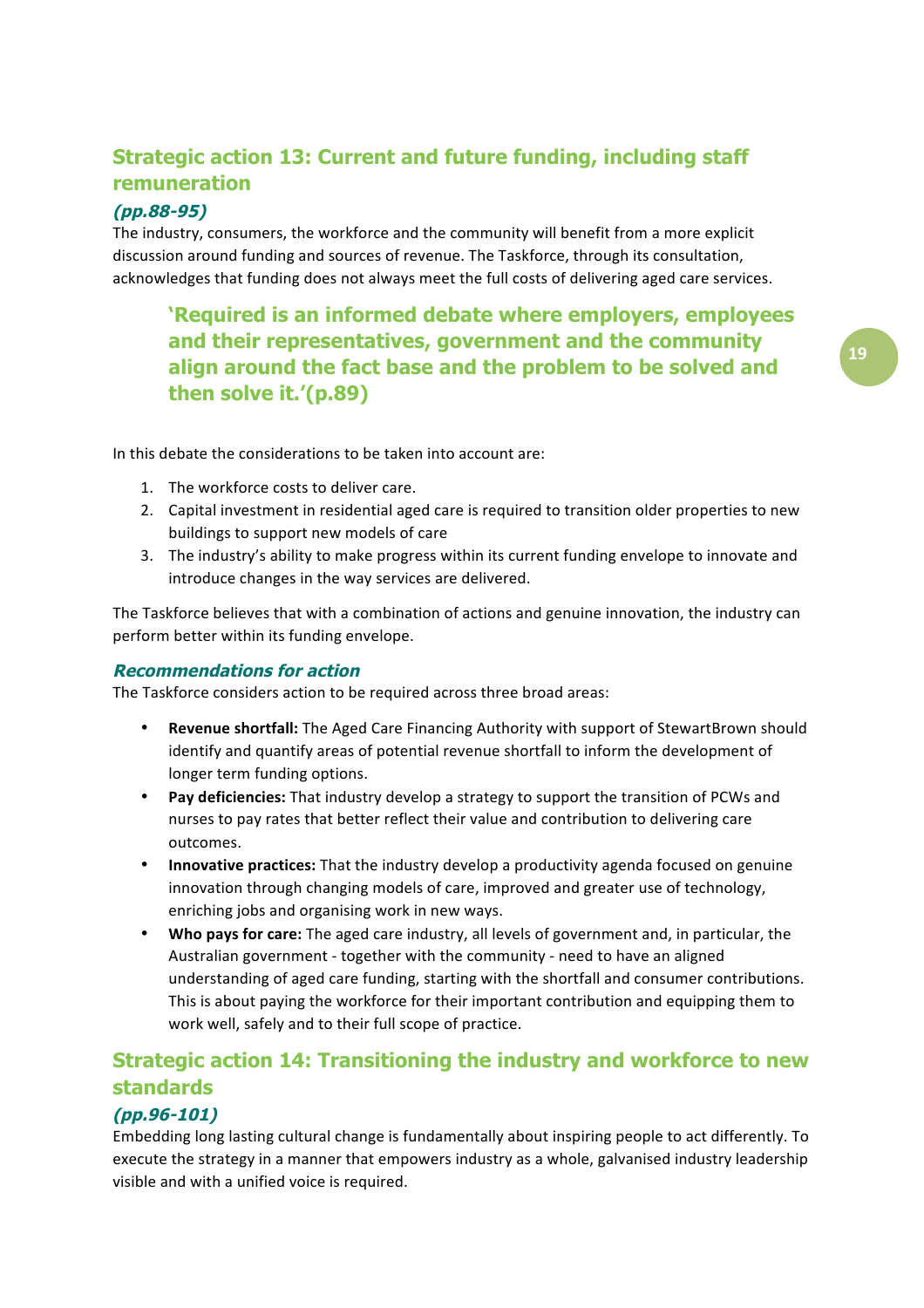## Strategic action 13: Current and future funding, including staff remuneration

***(pp.88-95)***

The industry, consumers, the workforce and the community will benefit from a more explicit discussion around funding and sources of revenue. The Taskforce, through its consultation, acknowledges that funding does not always meet the full costs of delivering aged care services.

> **'Required is an informed debate where employers, employees and their representatives, government and the community align around the fact base and the problem to be solved and then solve it.'(p.89)**

In this debate the considerations to be taken into account are:

1. The workforce costs to deliver care.
2. Capital investment in residential aged care is required to transition older properties to new buildings to support new models of care
3. The industry's ability to make progress within its current funding envelope to innovate and introduce changes in the way services are delivered.

The Taskforce believes that with a combination of actions and genuine innovation, the industry can perform better within its funding envelope.

### *Recommendations for action*

The Taskforce considers action to be required across three broad areas:

- **Revenue shortfall:** The Aged Care Financing Authority with support of StewartBrown should identify and quantify areas of potential revenue shortfall to inform the development of longer term funding options.
- **Pay deficiencies:** That industry develop a strategy to support the transition of PCWs and nurses to pay rates that better reflect their value and contribution to delivering care outcomes.
- **Innovative practices:** That the industry develop a productivity agenda focused on genuine innovation through changing models of care, improved and greater use of technology, enriching jobs and organising work in new ways.
- **Who pays for care:** The aged care industry, all levels of government and, in particular, the Australian government - together with the community - need to have an aligned understanding of aged care funding, starting with the shortfall and consumer contributions. This is about paying the workforce for their important contribution and equipping them to work well, safely and to their full scope of practice.

## Strategic action 14: Transitioning the industry and workforce to new standards

***(pp.96-101)***

Embedding long lasting cultural change is fundamentally about inspiring people to act differently. To execute the strategy in a manner that empowers industry as a whole, galvanised industry leadership visible and with a unified voice is required.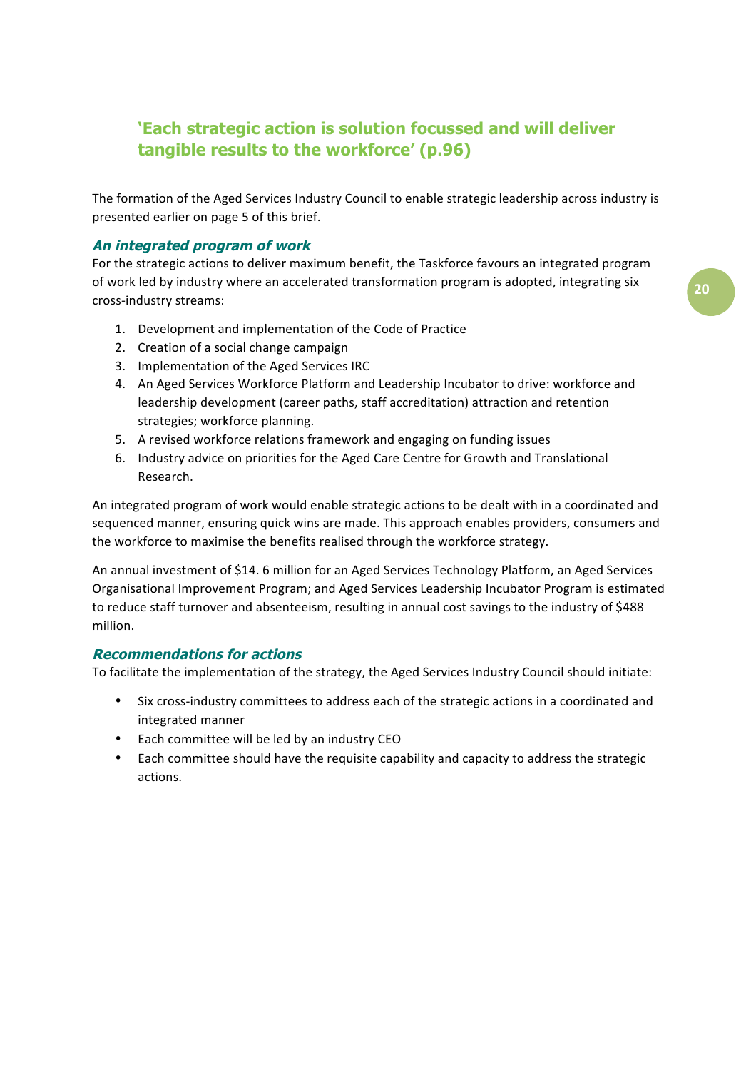## 'Each strategic action is solution focussed and will deliver tangible results to the workforce' (p.96)

The formation of the Aged Services Industry Council to enable strategic leadership across industry is presented earlier on page 5 of this brief.

### *An integrated program of work*

For the strategic actions to deliver maximum benefit, the Taskforce favours an integrated program of work led by industry where an accelerated transformation program is adopted, integrating six cross-industry streams:

1. Development and implementation of the Code of Practice
2. Creation of a social change campaign
3. Implementation of the Aged Services IRC
4. An Aged Services Workforce Platform and Leadership Incubator to drive: workforce and leadership development (career paths, staff accreditation) attraction and retention strategies; workforce planning.
5. A revised workforce relations framework and engaging on funding issues
6. Industry advice on priorities for the Aged Care Centre for Growth and Translational Research.

An integrated program of work would enable strategic actions to be dealt with in a coordinated and sequenced manner, ensuring quick wins are made. This approach enables providers, consumers and the workforce to maximise the benefits realised through the workforce strategy.

An annual investment of $14. 6 million for an Aged Services Technology Platform, an Aged Services Organisational Improvement Program; and Aged Services Leadership Incubator Program is estimated to reduce staff turnover and absenteeism, resulting in annual cost savings to the industry of $488 million.

### *Recommendations for actions*

To facilitate the implementation of the strategy, the Aged Services Industry Council should initiate:

- Six cross-industry committees to address each of the strategic actions in a coordinated and integrated manner
- Each committee will be led by an industry CEO
- Each committee should have the requisite capability and capacity to address the strategic actions.